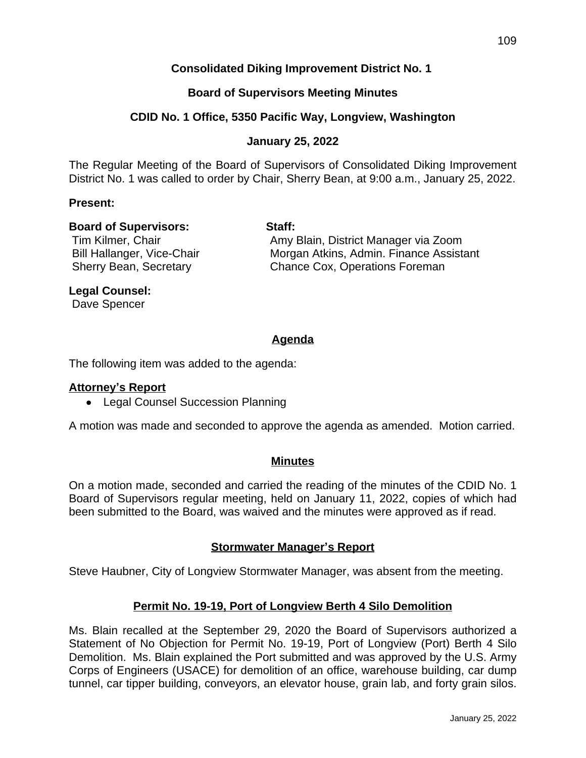# Consolidated Diking Improvement District No. 1

## Board of Supervisors Meeting Minutes

## CDID No. 1 Office, 5350 Pacific Way, Longview, Washington

## January 25, 2022

The Regular Meeting of the Board of Supervisors of Consolidated Diking Improvement District No. 1 was called to order by Chair, Sherry Bean, at 9:00 a.m., January 25, 2022.

**Present:**

**Board of Supervisors:**
Tim Kilmer, Chair
Bill Hallanger, Vice-Chair
Sherry Bean, Secretary

**Staff:**
Amy Blain, District Manager via Zoom
Morgan Atkins, Admin. Finance Assistant
Chance Cox, Operations Foreman

**Legal Counsel:**
Dave Spencer

### Agenda

The following item was added to the agenda:

**Attorney's Report**

- Legal Counsel Succession Planning

A motion was made and seconded to approve the agenda as amended. Motion carried.

### Minutes

On a motion made, seconded and carried the reading of the minutes of the CDID No. 1 Board of Supervisors regular meeting, held on January 11, 2022, copies of which had been submitted to the Board, was waived and the minutes were approved as if read.

### Stormwater Manager's Report

Steve Haubner, City of Longview Stormwater Manager, was absent from the meeting.

### Permit No. 19-19, Port of Longview Berth 4 Silo Demolition

Ms. Blain recalled at the September 29, 2020 the Board of Supervisors authorized a Statement of No Objection for Permit No. 19-19, Port of Longview (Port) Berth 4 Silo Demolition. Ms. Blain explained the Port submitted and was approved by the U.S. Army Corps of Engineers (USACE) for demolition of an office, warehouse building, car dump tunnel, car tipper building, conveyors, an elevator house, grain lab, and forty grain silos.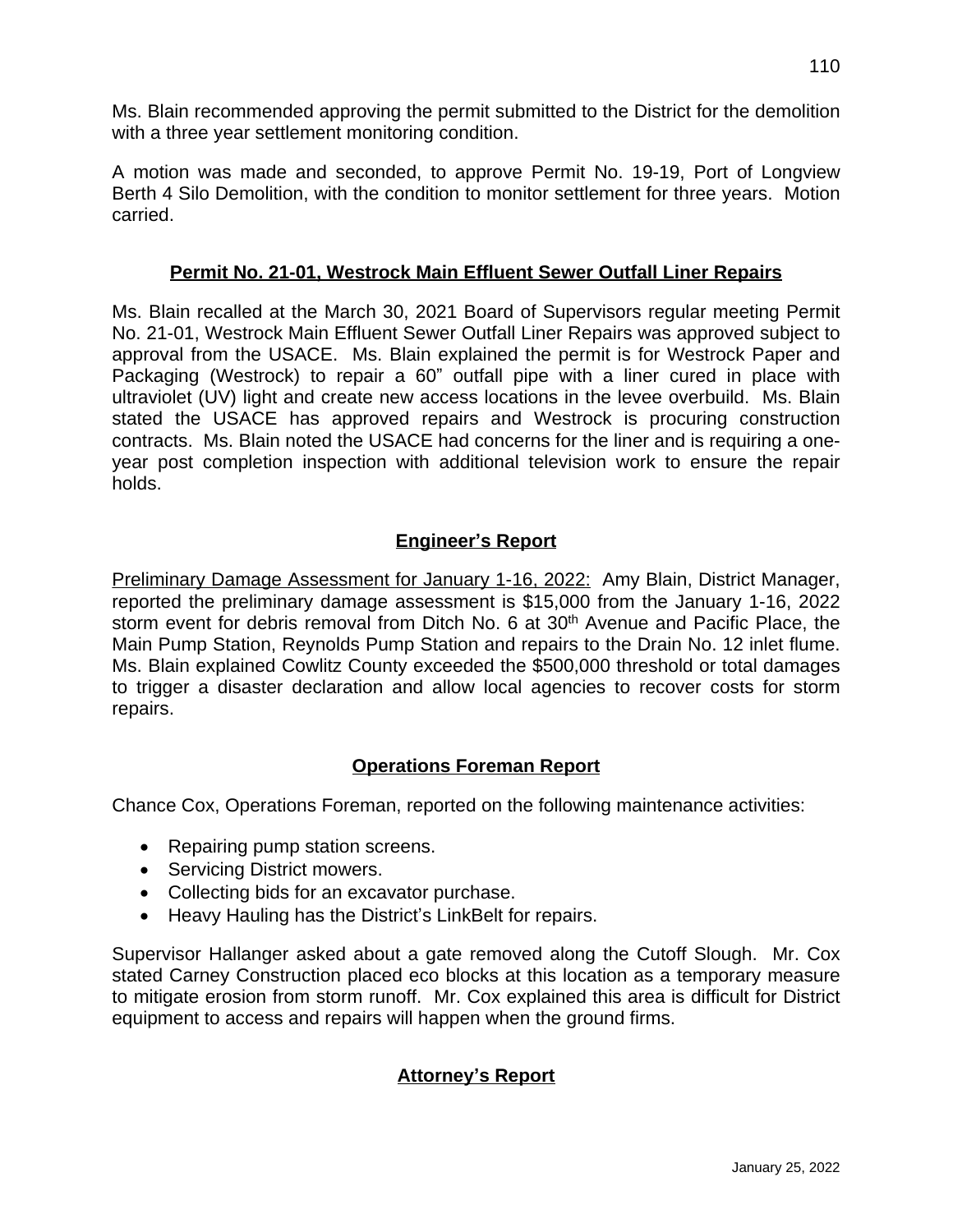Ms. Blain recommended approving the permit submitted to the District for the demolition with a three year settlement monitoring condition.

A motion was made and seconded, to approve Permit No. 19-19, Port of Longview Berth 4 Silo Demolition, with the condition to monitor settlement for three years. Motion carried.

## Permit No. 21-01, Westrock Main Effluent Sewer Outfall Liner Repairs

Ms. Blain recalled at the March 30, 2021 Board of Supervisors regular meeting Permit No. 21-01, Westrock Main Effluent Sewer Outfall Liner Repairs was approved subject to approval from the USACE. Ms. Blain explained the permit is for Westrock Paper and Packaging (Westrock) to repair a 60" outfall pipe with a liner cured in place with ultraviolet (UV) light and create new access locations in the levee overbuild. Ms. Blain stated the USACE has approved repairs and Westrock is procuring construction contracts. Ms. Blain noted the USACE had concerns for the liner and is requiring a one-year post completion inspection with additional television work to ensure the repair holds.

## Engineer's Report

Preliminary Damage Assessment for January 1-16, 2022: Amy Blain, District Manager, reported the preliminary damage assessment is $15,000 from the January 1-16, 2022 storm event for debris removal from Ditch No. 6 at 30th Avenue and Pacific Place, the Main Pump Station, Reynolds Pump Station and repairs to the Drain No. 12 inlet flume. Ms. Blain explained Cowlitz County exceeded the $500,000 threshold or total damages to trigger a disaster declaration and allow local agencies to recover costs for storm repairs.

## Operations Foreman Report

Chance Cox, Operations Foreman, reported on the following maintenance activities:

- Repairing pump station screens.
- Servicing District mowers.
- Collecting bids for an excavator purchase.
- Heavy Hauling has the District's LinkBelt for repairs.

Supervisor Hallanger asked about a gate removed along the Cutoff Slough. Mr. Cox stated Carney Construction placed eco blocks at this location as a temporary measure to mitigate erosion from storm runoff. Mr. Cox explained this area is difficult for District equipment to access and repairs will happen when the ground firms.

## Attorney's Report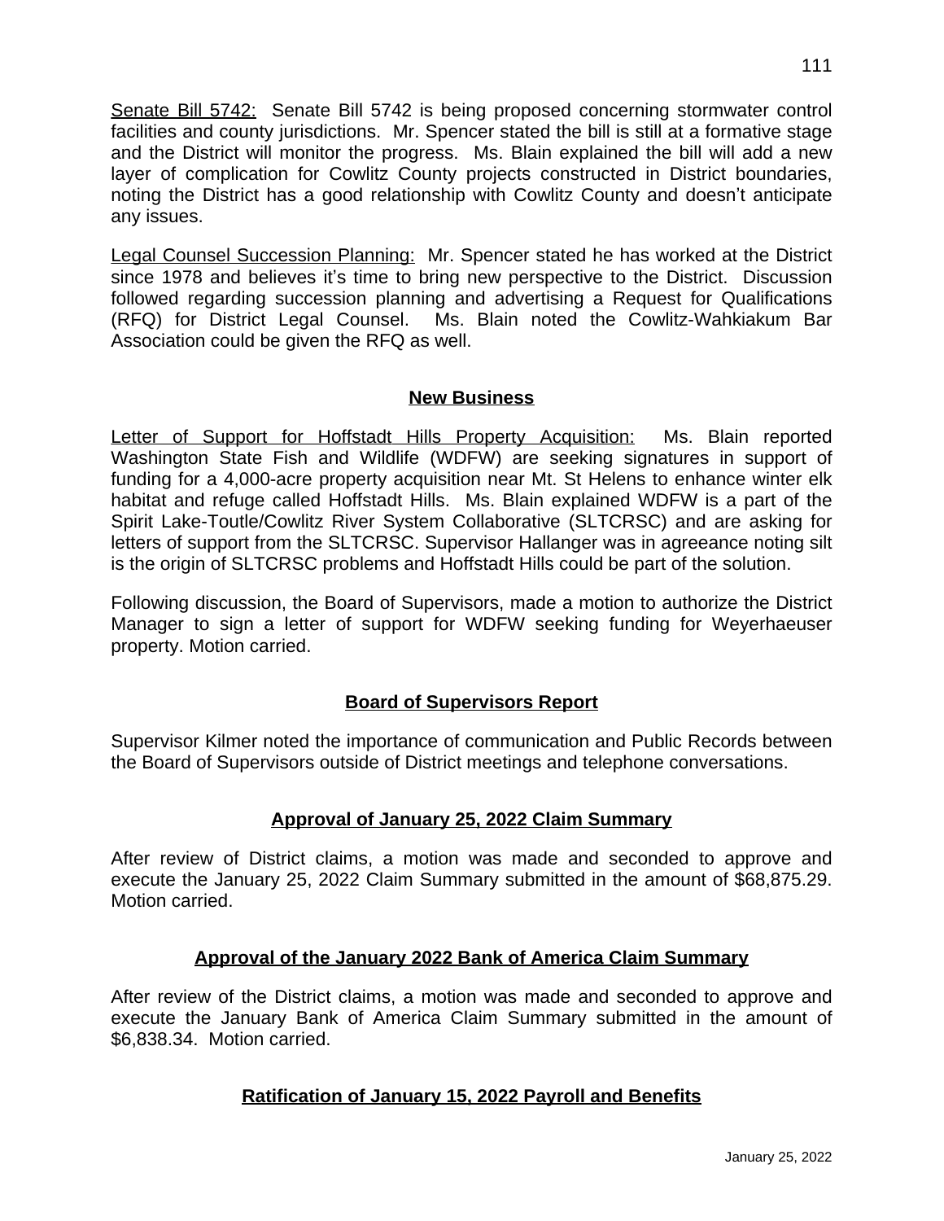Senate Bill 5742: Senate Bill 5742 is being proposed concerning stormwater control facilities and county jurisdictions. Mr. Spencer stated the bill is still at a formative stage and the District will monitor the progress. Ms. Blain explained the bill will add a new layer of complication for Cowlitz County projects constructed in District boundaries, noting the District has a good relationship with Cowlitz County and doesn't anticipate any issues.

Legal Counsel Succession Planning: Mr. Spencer stated he has worked at the District since 1978 and believes it's time to bring new perspective to the District. Discussion followed regarding succession planning and advertising a Request for Qualifications (RFQ) for District Legal Counsel. Ms. Blain noted the Cowlitz-Wahkiakum Bar Association could be given the RFQ as well.

## New Business

Letter of Support for Hoffstadt Hills Property Acquisition: Ms. Blain reported Washington State Fish and Wildlife (WDFW) are seeking signatures in support of funding for a 4,000-acre property acquisition near Mt. St Helens to enhance winter elk habitat and refuge called Hoffstadt Hills. Ms. Blain explained WDFW is a part of the Spirit Lake-Toutle/Cowlitz River System Collaborative (SLTCRSC) and are asking for letters of support from the SLTCRSC. Supervisor Hallanger was in agreeance noting silt is the origin of SLTCRSC problems and Hoffstadt Hills could be part of the solution.

Following discussion, the Board of Supervisors, made a motion to authorize the District Manager to sign a letter of support for WDFW seeking funding for Weyerhaeuser property. Motion carried.

## Board of Supervisors Report

Supervisor Kilmer noted the importance of communication and Public Records between the Board of Supervisors outside of District meetings and telephone conversations.

## Approval of January 25, 2022 Claim Summary

After review of District claims, a motion was made and seconded to approve and execute the January 25, 2022 Claim Summary submitted in the amount of $68,875.29. Motion carried.

## Approval of the January 2022 Bank of America Claim Summary

After review of the District claims, a motion was made and seconded to approve and execute the January Bank of America Claim Summary submitted in the amount of $6,838.34. Motion carried.

## Ratification of January 15, 2022 Payroll and Benefits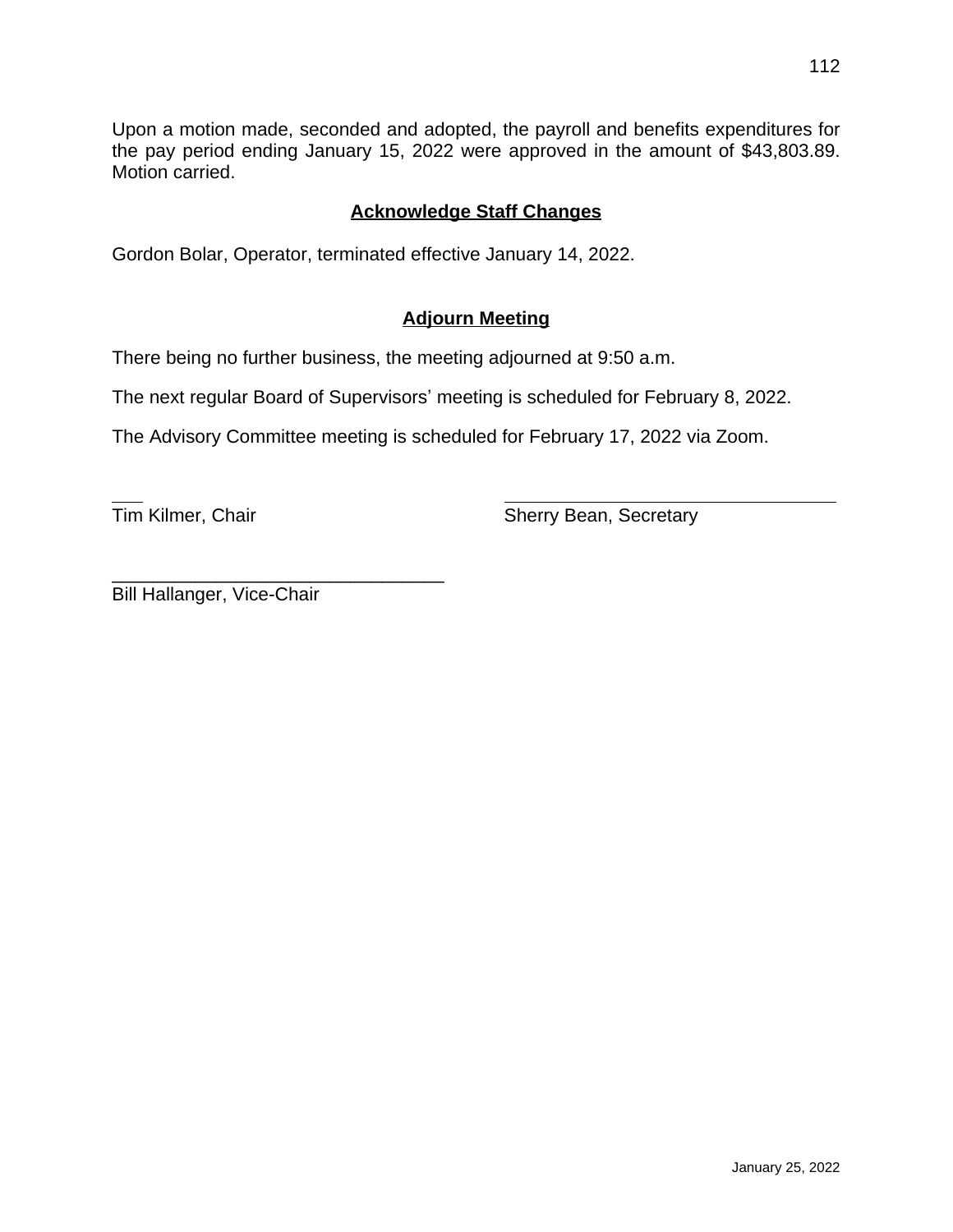Upon a motion made, seconded and adopted, the payroll and benefits expenditures for the pay period ending January 15, 2022 were approved in the amount of $43,803.89. Motion carried.

## Acknowledge Staff Changes

Gordon Bolar, Operator, terminated effective January 14, 2022.

## Adjourn Meeting

There being no further business, the meeting adjourned at 9:50 a.m.

The next regular Board of Supervisors' meeting is scheduled for February 8, 2022.

The Advisory Committee meeting is scheduled for February 17, 2022 via Zoom.

___
Tim Kilmer, Chair

________________________________
Sherry Bean, Secretary

________________________________
Bill Hallanger, Vice-Chair